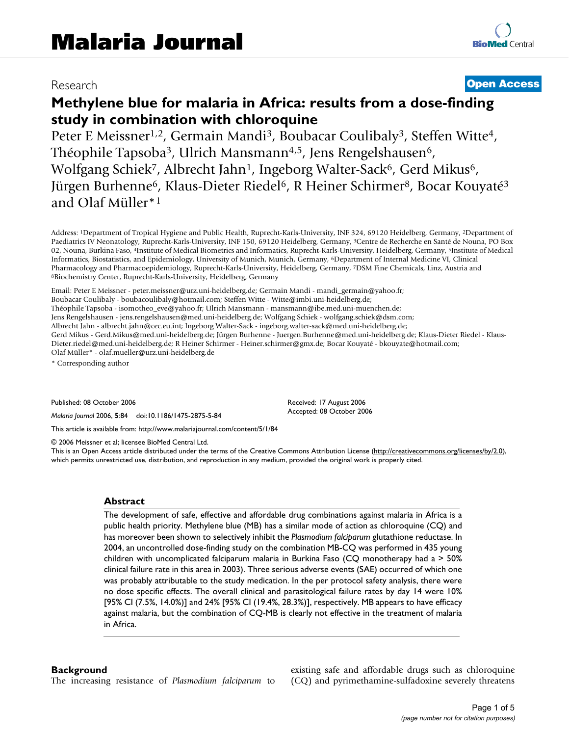# Malaria Journal

Research **Open Access**

# Methylene blue for malaria in Africa: results from a dose-finding study in combination with chloroquine

Peter E Meissner[1,2], Germain Mandi[3], Boubacar Coulibaly[3], Steffen Witte[4], Théophile Tapsoba[3], Ulrich Mansmann[4,5], Jens Rengelshausen[6], Wolfgang Schiek[7], Albrecht Jahn[1], Ingeborg Walter-Sack[6], Gerd Mikus[6], Jürgen Burhenne[6], Klaus-Dieter Riedel[6], R Heiner Schirmer[8], Bocar Kouyaté[3] and Olaf Müller*[1]

Address: [1]Department of Tropical Hygiene and Public Health, Ruprecht-Karls-University, INF 324, 69120 Heidelberg, Germany, [2]Department of Paediatrics IV Neonatology, Ruprecht-Karls-University, INF 150, 69120 Heidelberg, Germany, [3]Centre de Recherche en Santé de Nouna, PO Box 02, Nouna, Burkina Faso, [4]Institute of Medical Biometrics and Informatics, Ruprecht-Karls-University, Heidelberg, Germany, [5]Institute of Medical Informatics, Biostatistics, and Epidemiology, University of Munich, Munich, Germany, [6]Department of Internal Medicine VI, Clinical Pharmacology and Pharmacoepidemiology, Ruprecht-Karls-University, Heidelberg, Germany, [7]DSM Fine Chemicals, Linz, Austria and [8]Biochemistry Center, Ruprecht-Karls-University, Heidelberg, Germany

Email: Peter E Meissner - peter.meissner@urz.uni-heidelberg.de; Germain Mandi - mandi_germain@yahoo.fr; Boubacar Coulibaly - boubacoulibaly@hotmail.com; Steffen Witte - Witte@imbi.uni-heidelberg.de; Théophile Tapsoba - isomotheo_eve@yahoo.fr; Ulrich Mansmann - mansmann@ibe.med.uni-muenchen.de; Jens Rengelshausen - jens.rengelshausen@med.uni-heidelberg.de; Wolfgang Schiek - wolfgang.schiek@dsm.com; Albrecht Jahn - albrecht.jahn@cec.eu.int; Ingeborg Walter-Sack - ingeborg.walter-sack@med.uni-heidelberg.de; Gerd Mikus - Gerd.Mikus@med.uni-heidelberg.de; Jürgen Burhenne - Juergen.Burhenne@med.uni-heidelberg.de; Klaus-Dieter Riedel - Klaus-Dieter.riedel@med.uni-heidelberg.de; R Heiner Schirmer - Heiner.schirmer@gmx.de; Bocar Kouyaté - bkouyate@hotmail.com; Olaf Müller* - olaf.mueller@urz.uni-heidelberg.de

\* Corresponding author

Published: 08 October 2006

*Malaria Journal* 2006, **5**:84 doi:10.1186/1475-2875-5-84

Received: 17 August 2006

Accepted: 08 October 2006

This article is available from: http://www.malariajournal.com/content/5/1/84

© 2006 Meissner et al; licensee BioMed Central Ltd.

This is an Open Access article distributed under the terms of the Creative Commons Attribution License (http://creativecommons.org/licenses/by/2.0), which permits unrestricted use, distribution, and reproduction in any medium, provided the original work is properly cited.

## Abstract

The development of safe, effective and affordable drug combinations against malaria in Africa is a public health priority. Methylene blue (MB) has a similar mode of action as chloroquine (CQ) and has moreover been shown to selectively inhibit the *Plasmodium falciparum* glutathione reductase. In 2004, an uncontrolled dose-finding study on the combination MB-CQ was performed in 435 young children with uncomplicated falciparum malaria in Burkina Faso (CQ monotherapy had a > 50% clinical failure rate in this area in 2003). Three serious adverse events (SAE) occurred of which one was probably attributable to the study medication. In the per protocol safety analysis, there were no dose specific effects. The overall clinical and parasitological failure rates by day 14 were 10% [95% CI (7.5%, 14.0%)] and 24% [95% CI (19.4%, 28.3%)], respectively. MB appears to have efficacy against malaria, but the combination of CQ-MB is clearly not effective in the treatment of malaria in Africa.

## Background

The increasing resistance of *Plasmodium falciparum* to existing safe and affordable drugs such as chloroquine (CQ) and pyrimethamine-sulfadoxine severely threatens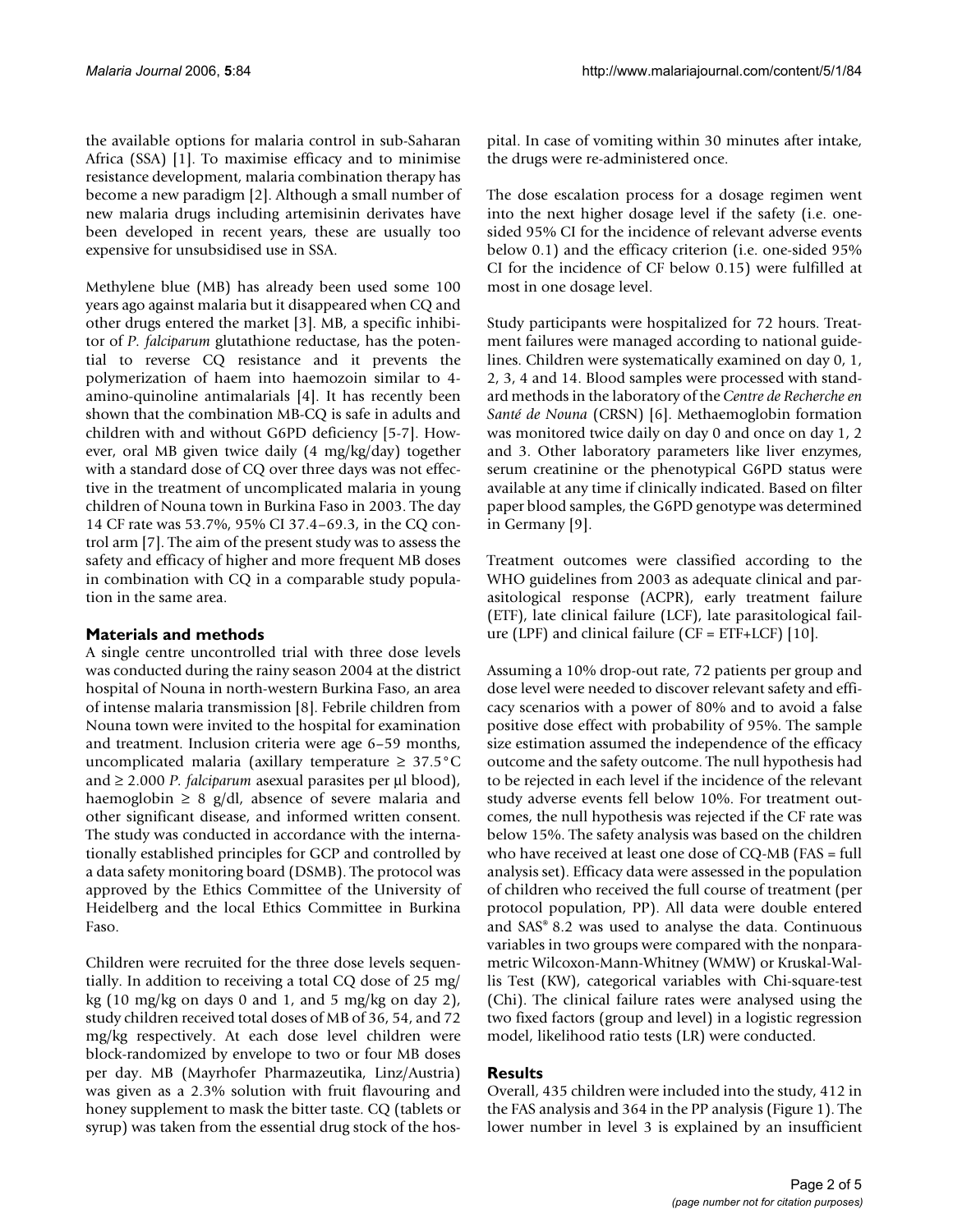the available options for malaria control in sub-Saharan Africa (SSA) [1]. To maximise efficacy and to minimise resistance development, malaria combination therapy has become a new paradigm [2]. Although a small number of new malaria drugs including artemisinin derivates have been developed in recent years, these are usually too expensive for unsubsidised use in SSA.

Methylene blue (MB) has already been used some 100 years ago against malaria but it disappeared when CQ and other drugs entered the market [3]. MB, a specific inhibitor of *P. falciparum* glutathione reductase, has the potential to reverse CQ resistance and it prevents the polymerization of haem into haemozoin similar to 4-amino-quinoline antimalarials [4]. It has recently been shown that the combination MB-CQ is safe in adults and children with and without G6PD deficiency [5-7]. However, oral MB given twice daily (4 mg/kg/day) together with a standard dose of CQ over three days was not effective in the treatment of uncomplicated malaria in young children of Nouna town in Burkina Faso in 2003. The day 14 CF rate was 53.7%, 95% CI 37.4–69.3, in the CQ control arm [7]. The aim of the present study was to assess the safety and efficacy of higher and more frequent MB doses in combination with CQ in a comparable study population in the same area.

## Materials and methods

A single centre uncontrolled trial with three dose levels was conducted during the rainy season 2004 at the district hospital of Nouna in north-western Burkina Faso, an area of intense malaria transmission [8]. Febrile children from Nouna town were invited to the hospital for examination and treatment. Inclusion criteria were age 6–59 months, uncomplicated malaria (axillary temperature ≥ 37.5°C and ≥ 2.000 *P. falciparum* asexual parasites per µl blood), haemoglobin ≥ 8 g/dl, absence of severe malaria and other significant disease, and informed written consent. The study was conducted in accordance with the internationally established principles for GCP and controlled by a data safety monitoring board (DSMB). The protocol was approved by the Ethics Committee of the University of Heidelberg and the local Ethics Committee in Burkina Faso.

Children were recruited for the three dose levels sequentially. In addition to receiving a total CQ dose of 25 mg/kg (10 mg/kg on days 0 and 1, and 5 mg/kg on day 2), study children received total doses of MB of 36, 54, and 72 mg/kg respectively. At each dose level children were block-randomized by envelope to two or four MB doses per day. MB (Mayrhofer Pharmazeutika, Linz/Austria) was given as a 2.3% solution with fruit flavouring and honey supplement to mask the bitter taste. CQ (tablets or syrup) was taken from the essential drug stock of the hospital. In case of vomiting within 30 minutes after intake, the drugs were re-administered once.

The dose escalation process for a dosage regimen went into the next higher dosage level if the safety (i.e. one-sided 95% CI for the incidence of relevant adverse events below 0.1) and the efficacy criterion (i.e. one-sided 95% CI for the incidence of CF below 0.15) were fulfilled at most in one dosage level.

Study participants were hospitalized for 72 hours. Treatment failures were managed according to national guidelines. Children were systematically examined on day 0, 1, 2, 3, 4 and 14. Blood samples were processed with standard methods in the laboratory of the *Centre de Recherche en Santé de Nouna* (CRSN) [6]. Methaemoglobin formation was monitored twice daily on day 0 and once on day 1, 2 and 3. Other laboratory parameters like liver enzymes, serum creatinine or the phenotypical G6PD status were available at any time if clinically indicated. Based on filter paper blood samples, the G6PD genotype was determined in Germany [9].

Treatment outcomes were classified according to the WHO guidelines from 2003 as adequate clinical and parasitological response (ACPR), early treatment failure (ETF), late clinical failure (LCF), late parasitological failure (LPF) and clinical failure (CF = ETF+LCF) [10].

Assuming a 10% drop-out rate, 72 patients per group and dose level were needed to discover relevant safety and efficacy scenarios with a power of 80% and to avoid a false positive dose effect with probability of 95%. The sample size estimation assumed the independence of the efficacy outcome and the safety outcome. The null hypothesis had to be rejected in each level if the incidence of the relevant study adverse events fell below 10%. For treatment outcomes, the null hypothesis was rejected if the CF rate was below 15%. The safety analysis was based on the children who have received at least one dose of CQ-MB (FAS = full analysis set). Efficacy data were assessed in the population of children who received the full course of treatment (per protocol population, PP). All data were double entered and SAS® 8.2 was used to analyse the data. Continuous variables in two groups were compared with the nonparametric Wilcoxon-Mann-Whitney (WMW) or Kruskal-Wallis Test (KW), categorical variables with Chi-square-test (Chi). The clinical failure rates were analysed using the two fixed factors (group and level) in a logistic regression model, likelihood ratio tests (LR) were conducted.

## Results

Overall, 435 children were included into the study, 412 in the FAS analysis and 364 in the PP analysis (Figure 1). The lower number in level 3 is explained by an insufficient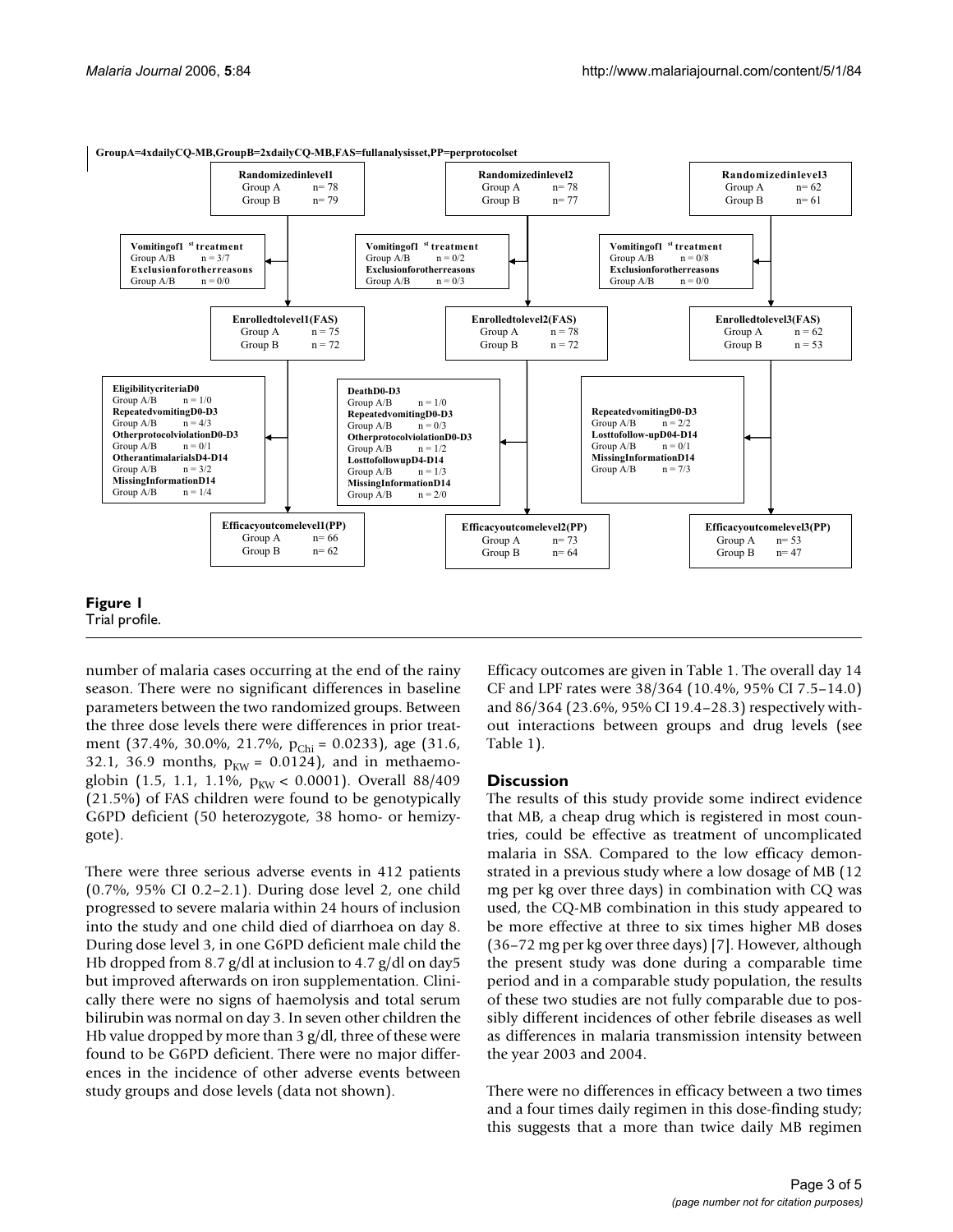GroupA=4xdailyCQ-MB,GroupB=2xdailyCQ-MB,FAS=fullanalysisset,PP=perprotocolset

**Randomizedinlevel1**
Group A n= 78
Group B n= 79

**Randomizedinlevel2**
Group A n= 78
Group B n= 77

**Randomizedinlevel3**
Group A n= 62
Group B n= 61

**Vomitingof1 st treatment**
Group A/B n = 3/7
**Exclusionforotherreasons**
Group A/B n = 0/0

**Vomitingof1 st treatment**
Group A/B n = 0/2
**Exclusionforotherreasons**
Group A/B n = 0/3

**Vomitingof1 st treatment**
Group A/B n = 0/8
**Exclusionforotherreasons**
Group A/B n = 0/0

**Enrolledtolevel1(FAS)**
Group A n = 75
Group B n = 72

**Enrolledtolevel2(FAS)**
Group A n = 78
Group B n = 72

**Enrolledtolevel3(FAS)**
Group A n = 62
Group B n = 53

**EligibilitycriteriaD0**
Group A/B n = 1/0
**RepeatedvomitingD0-D3**
Group A/B n = 4/3
**OtherprotocolviolationD0-D3**
Group A/B n = 0/1
**OtherantimalarialsD4-D14**
Group A/B n = 3/2
**MissingInformationD14**
Group A/B n = 1/4

**DeathD0-D3**
Group A/B n = 1/0
**RepeatedvomitingD0-D3**
Group A/B n = 0/3
**OtherprotocolviolationD0-D3**
Group A/B n = 1/2
**LosttofollowupD4-D14**
Group A/B n = 1/3
**MissingInformationD14**
Group A/B n = 2/0

**RepeatedvomitingD0-D3**
Group A/B n = 2/2
**Losttofollow-upD04-D14**
Group A/B n = 0/1
**MissingInformationD14**
Group A/B n = 7/3

**Efficacyoutcomelevel1(PP)**
Group A n= 66
Group B n= 62

**Efficacyoutcomelevel2(PP)**
Group A n= 73
Group B n= 64

**Efficacyoutcomelevel3(PP)**
Group A n= 53
Group B n= 47

**Figure 1**
Trial profile.

number of malaria cases occurring at the end of the rainy season. There were no significant differences in baseline parameters between the two randomized groups. Between the three dose levels there were differences in prior treatment (37.4%, 30.0%, 21.7%, $p_{Chi} = 0.0233$), age (31.6, 32.1, 36.9 months, $p_{KW} = 0.0124$), and in methaemoglobin (1.5, 1.1, 1.1%, $p_{KW} < 0.0001$). Overall 88/409 (21.5%) of FAS children were found to be genotypically G6PD deficient (50 heterozygote, 38 homo- or hemizygote).

There were three serious adverse events in 412 patients (0.7%, 95% CI 0.2–2.1). During dose level 2, one child progressed to severe malaria within 24 hours of inclusion into the study and one child died of diarrhoea on day 8. During dose level 3, in one G6PD deficient male child the Hb dropped from 8.7 g/dl at inclusion to 4.7 g/dl on day5 but improved afterwards on iron supplementation. Clinically there were no signs of haemolysis and total serum bilirubin was normal on day 3. In seven other children the Hb value dropped by more than 3 g/dl, three of these were found to be G6PD deficient. There were no major differences in the incidence of other adverse events between study groups and dose levels (data not shown).

Efficacy outcomes are given in Table 1. The overall day 14 CF and LPF rates were 38/364 (10.4%, 95% CI 7.5–14.0) and 86/364 (23.6%, 95% CI 19.4–28.3) respectively without interactions between groups and drug levels (see Table 1).

## Discussion

The results of this study provide some indirect evidence that MB, a cheap drug which is registered in most countries, could be effective as treatment of uncomplicated malaria in SSA. Compared to the low efficacy demonstrated in a previous study where a low dosage of MB (12 mg per kg over three days) in combination with CQ was used, the CQ-MB combination in this study appeared to be more effective at three to six times higher MB doses (36–72 mg per kg over three days) [7]. However, although the present study was done during a comparable time period and in a comparable study population, the results of these two studies are not fully comparable due to possibly different incidences of other febrile diseases as well as differences in malaria transmission intensity between the year 2003 and 2004.

There were no differences in efficacy between a two times and a four times daily regimen in this dose-finding study; this suggests that a more than twice daily MB regimen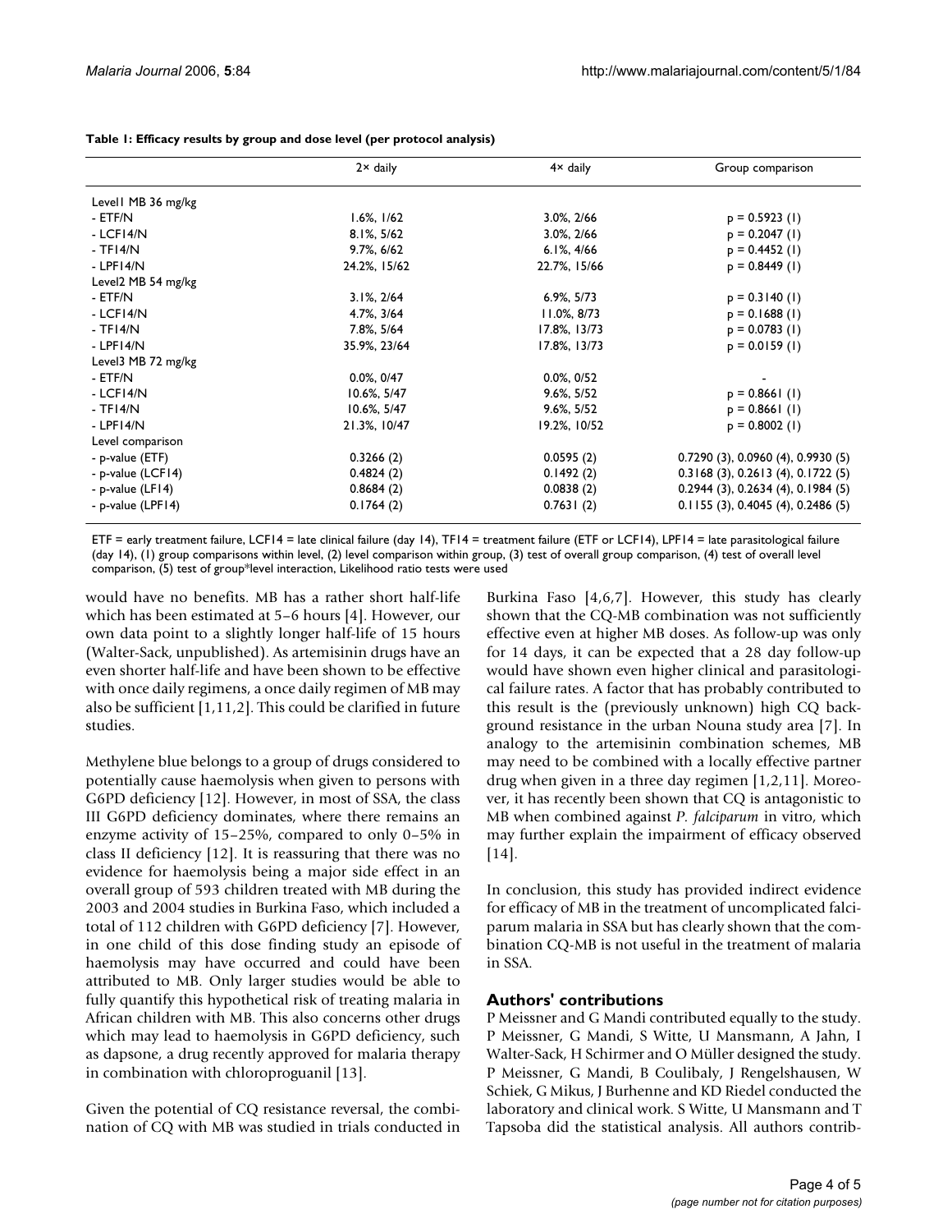**Table 1: Efficacy results by group and dose level (per protocol analysis)**

| | 2× daily | 4× daily | Group comparison |
|---|---|---|---|
| Level1 MB 36 mg/kg | | | |
| - ETF/N | 1.6%, 1/62 | 3.0%, 2/66 | p = 0.5923 (1) |
| - LCF14/N | 8.1%, 5/62 | 3.0%, 2/66 | p = 0.2047 (1) |
| - TF14/N | 9.7%, 6/62 | 6.1%, 4/66 | p = 0.4452 (1) |
| - LPF14/N | 24.2%, 15/62 | 22.7%, 15/66 | p = 0.8449 (1) |
| Level2 MB 54 mg/kg | | | |
| - ETF/N | 3.1%, 2/64 | 6.9%, 5/73 | p = 0.3140 (1) |
| - LCF14/N | 4.7%, 3/64 | 11.0%, 8/73 | p = 0.1688 (1) |
| - TF14/N | 7.8%, 5/64 | 17.8%, 13/73 | p = 0.0783 (1) |
| - LPF14/N | 35.9%, 23/64 | 17.8%, 13/73 | p = 0.0159 (1) |
| Level3 MB 72 mg/kg | | | |
| - ETF/N | 0.0%, 0/47 | 0.0%, 0/52 | - |
| - LCF14/N | 10.6%, 5/47 | 9.6%, 5/52 | p = 0.8661 (1) |
| - TF14/N | 10.6%, 5/47 | 9.6%, 5/52 | p = 0.8661 (1) |
| - LPF14/N | 21.3%, 10/47 | 19.2%, 10/52 | p = 0.8002 (1) |
| Level comparison | | | |
| - p-value (ETF) | 0.3266 (2) | 0.0595 (2) | 0.7290 (3), 0.0960 (4), 0.9930 (5) |
| - p-value (LCF14) | 0.4824 (2) | 0.1492 (2) | 0.3168 (3), 0.2613 (4), 0.1722 (5) |
| - p-value (LF14) | 0.8684 (2) | 0.0838 (2) | 0.2944 (3), 0.2634 (4), 0.1984 (5) |
| - p-value (LPF14) | 0.1764 (2) | 0.7631 (2) | 0.1155 (3), 0.4045 (4), 0.2486 (5) |

ETF = early treatment failure, LCF14 = late clinical failure (day 14), TF14 = treatment failure (ETF or LCF14), LPF14 = late parasitological failure (day 14), (1) group comparisons within level, (2) level comparison within group, (3) test of overall group comparison, (4) test of overall level comparison, (5) test of group*level interaction, Likelihood ratio tests were used

would have no benefits. MB has a rather short half-life which has been estimated at 5–6 hours [4]. However, our own data point to a slightly longer half-life of 15 hours (Walter-Sack, unpublished). As artemisinin drugs have an even shorter half-life and have been shown to be effective with once daily regimens, a once daily regimen of MB may also be sufficient [1,11,2]. This could be clarified in future studies.

Methylene blue belongs to a group of drugs considered to potentially cause haemolysis when given to persons with G6PD deficiency [12]. However, in most of SSA, the class III G6PD deficiency dominates, where there remains an enzyme activity of 15–25%, compared to only 0–5% in class II deficiency [12]. It is reassuring that there was no evidence for haemolysis being a major side effect in an overall group of 593 children treated with MB during the 2003 and 2004 studies in Burkina Faso, which included a total of 112 children with G6PD deficiency [7]. However, in one child of this dose finding study an episode of haemolysis may have occurred and could have been attributed to MB. Only larger studies would be able to fully quantify this hypothetical risk of treating malaria in African children with MB. This also concerns other drugs which may lead to haemolysis in G6PD deficiency, such as dapsone, a drug recently approved for malaria therapy in combination with chloroproguanil [13].

Given the potential of CQ resistance reversal, the combination of CQ with MB was studied in trials conducted in Burkina Faso [4,6,7]. However, this study has clearly shown that the CQ-MB combination was not sufficiently effective even at higher MB doses. As follow-up was only for 14 days, it can be expected that a 28 day follow-up would have shown even higher clinical and parasitological failure rates. A factor that has probably contributed to this result is the (previously unknown) high CQ background resistance in the urban Nouna study area [7]. In analogy to the artemisinin combination schemes, MB may need to be combined with a locally effective partner drug when given in a three day regimen [1,2,11]. Moreover, it has recently been shown that CQ is antagonistic to MB when combined against *P. falciparum* in vitro, which may further explain the impairment of efficacy observed [14].

In conclusion, this study has provided indirect evidence for efficacy of MB in the treatment of uncomplicated falciparum malaria in SSA but has clearly shown that the combination CQ-MB is not useful in the treatment of malaria in SSA.

## Authors' contributions

P Meissner and G Mandi contributed equally to the study. P Meissner, G Mandi, S Witte, U Mansmann, A Jahn, I Walter-Sack, H Schirmer and O Müller designed the study. P Meissner, G Mandi, B Coulibaly, J Rengelshausen, W Schiek, G Mikus, J Burhenne and KD Riedel conducted the laboratory and clinical work. S Witte, U Mansmann and T Tapsoba did the statistical analysis. All authors contrib-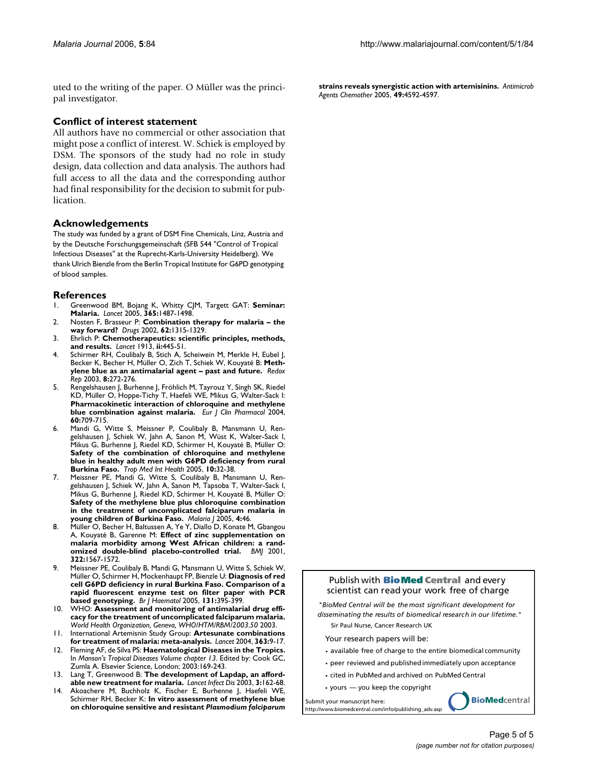uted to the writing of the paper. O Müller was the principal investigator.

## Conflict of interest statement

All authors have no commercial or other association that might pose a conflict of interest. W. Schiek is employed by DSM. The sponsors of the study had no role in study design, data collection and data analysis. The authors had full access to all the data and the corresponding author had final responsibility for the decision to submit for publication.

## Acknowledgements

The study was funded by a grant of DSM Fine Chemicals, Linz, Austria and by the Deutsche Forschungsgemeinschaft (SFB 544 "Control of Tropical Infectious Diseases" at the Ruprecht-Karls-University Heidelberg). We thank Ulrich Bienzle from the Berlin Tropical Institute for G6PD genotyping of blood samples.

## References

1. Greenwood BM, Bojang K, Whitty CJM, Targett GAT: **Seminar: Malaria.** *Lancet* 2005, **365:**1487-1498.
2. Nosten F, Brasseur P: **Combination therapy for malaria – the way forward?** *Drugs* 2002, **62:**1315-1329.
3. Ehrlich P: **Chemotherapeutics: scientific principles, methods, and results.** *Lancet* 1913, **ii:**445-51.
4. Schirmer RH, Coulibaly B, Stich A, Scheiwein M, Merkle H, Eubel J, Becker K, Becher H, Müller O, Zich T, Schiek W, Kouyaté B: **Methylene blue as an antimalarial agent – past and future.** *Redox Rep* 2003, **8:**272-276.
5. Rengelshausen J, Burhenne J, Fröhlich M, Tayrouz Y, Singh SK, Riedel KD, Müller O, Hoppe-Tichy T, Haefeli WE, Mikus G, Walter-Sack I: **Pharmacokinetic interaction of chloroquine and methylene blue combination against malaria.** *Eur J Clin Pharmacol* 2004, **60:**709-715.
6. Mandi G, Witte S, Meissner P, Coulibaly B, Mansmann U, Rengelshausen J, Schiek W, Jahn A, Sanon M, Wüst K, Walter-Sack I, Mikus G, Burhenne J, Riedel KD, Schirmer H, Kouyaté B, Müller O: **Safety of the combination of chloroquine and methylene blue in healthy adult men with G6PD deficiency from rural Burkina Faso.** *Trop Med Int Health* 2005, **10:**32-38.
7. Meissner PE, Mandi G, Witte S, Coulibaly B, Mansmann U, Rengelshausen J, Schiek W, Jahn A, Sanon M, Tapsoba T, Walter-Sack I, Mikus G, Burhenne J, Riedel KD, Schirmer H, Kouyaté B, Müller O: **Safety of the methylene blue plus chloroquine combination in the treatment of uncomplicated falciparum malaria in young children of Burkina Faso.** *Malaria J* 2005, **4:**46.
8. Müller O, Becher H, Baltussen A, Ye Y, Diallo D, Konate M, Gbangou A, Kouyaté B, Garenne M: **Effect of zinc supplementation on malaria morbidity among West African children: a randomized double-blind placebo-controlled trial.** *BMJ* 2001, **322:**1567-1572.
9. Meissner PE, Coulibaly B, Mandi G, Mansmann U, Witte S, Schiek W, Müller O, Schirmer H, Mockenhaupt FP, Bienzle U: **Diagnosis of red cell G6PD deficiency in rural Burkina Faso. Comparison of a rapid fluorescent enzyme test on filter paper with PCR based genotyping.** *Br J Haematol* 2005, **131:**395-399.
10. WHO: **Assessment and monitoring of antimalarial drug efficacy for the treatment of uncomplicated falciparum malaria.** *World Health Organization, Geneva, WHO/HTM/RBM/2003.50* 2003.
11. International Artemisnin Study Group: **Artesunate combinations for treatment of malaria: meta-analysis.** *Lancet* 2004, **363:**9-17.
12. Fleming AF, de Silva PS: **Haematological Diseases in the Tropics.** In *Manson's Tropical Diseases Volume chapter 13*. Edited by: Cook GC, Zumla A. Elsevier Science, London; 2003:169-243.
13. Lang T, Greenwood B: **The development of Lapdap, an affordable new treatment for malaria.** *Lancet Infect Dis* 2003, **3:**162-68.
14. Akoachere M, Buchholz K, Fischer E, Burhenne J, Haefeli WE, Schirmer RH, Becker K: **In vitro assessment of methylene blue on chloroquine sensitive and resistant *Plasmodium falciparum* strains reveals synergistic action with artemisinins.** *Antimicrob Agents Chemother* 2005, **49:**4592-4597.

Publish with **BioMed Central** and every scientist can read your work free of charge

*"BioMed Central will be the most significant development for disseminating the results of biomedical research in our lifetime."*
Sir Paul Nurse, Cancer Research UK

Your research papers will be:

- available free of charge to the entire biomedical community
- peer reviewed and published immediately upon acceptance
- cited in PubMed and archived on PubMed Central
- yours — you keep the copyright

Submit your manuscript here:
http://www.biomedcentral.com/info/publishing_adv.asp

BioMedcentral